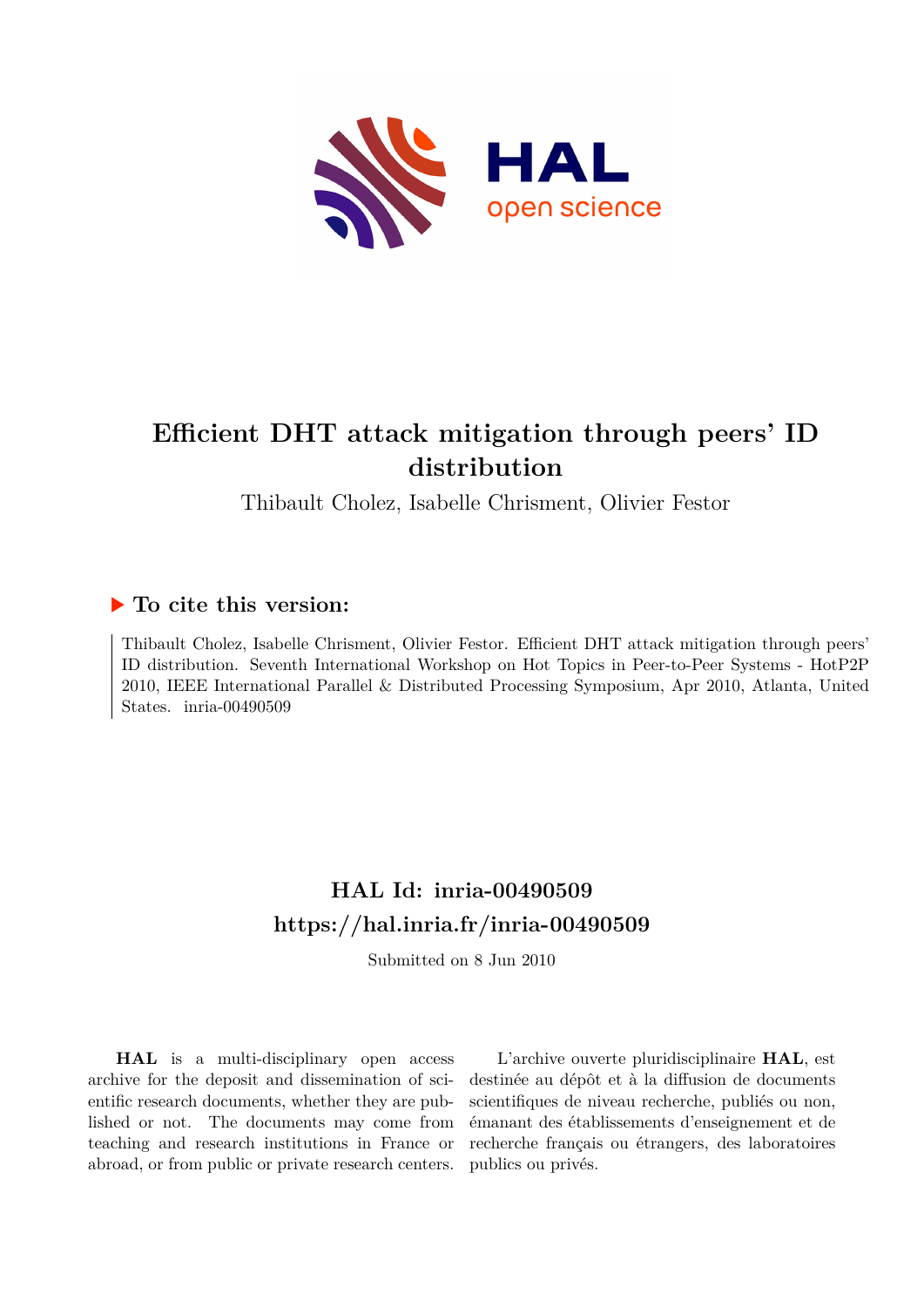# Efficient DHT attack mitigation through peers' ID distribution

Thibault Cholez, Isabelle Chrisment, Olivier Festor

## ▶ To cite this version:

Thibault Cholez, Isabelle Chrisment, Olivier Festor. Efficient DHT attack mitigation through peers' ID distribution. Seventh International Workshop on Hot Topics in Peer-to-Peer Systems - HotP2P 2010, IEEE International Parallel & Distributed Processing Symposium, Apr 2010, Atlanta, United States. inria-00490509

## HAL Id: inria-00490509
## https://hal.inria.fr/inria-00490509

Submitted on 8 Jun 2010

**HAL** is a multi-disciplinary open access archive for the deposit and dissemination of scientific research documents, whether they are published or not. The documents may come from teaching and research institutions in France or abroad, or from public or private research centers.

L'archive ouverte pluridisciplinaire **HAL**, est destinée au dépôt et à la diffusion de documents scientifiques de niveau recherche, publiés ou non, émanant des établissements d'enseignement et de recherche français ou étrangers, des laboratoires publics ou privés.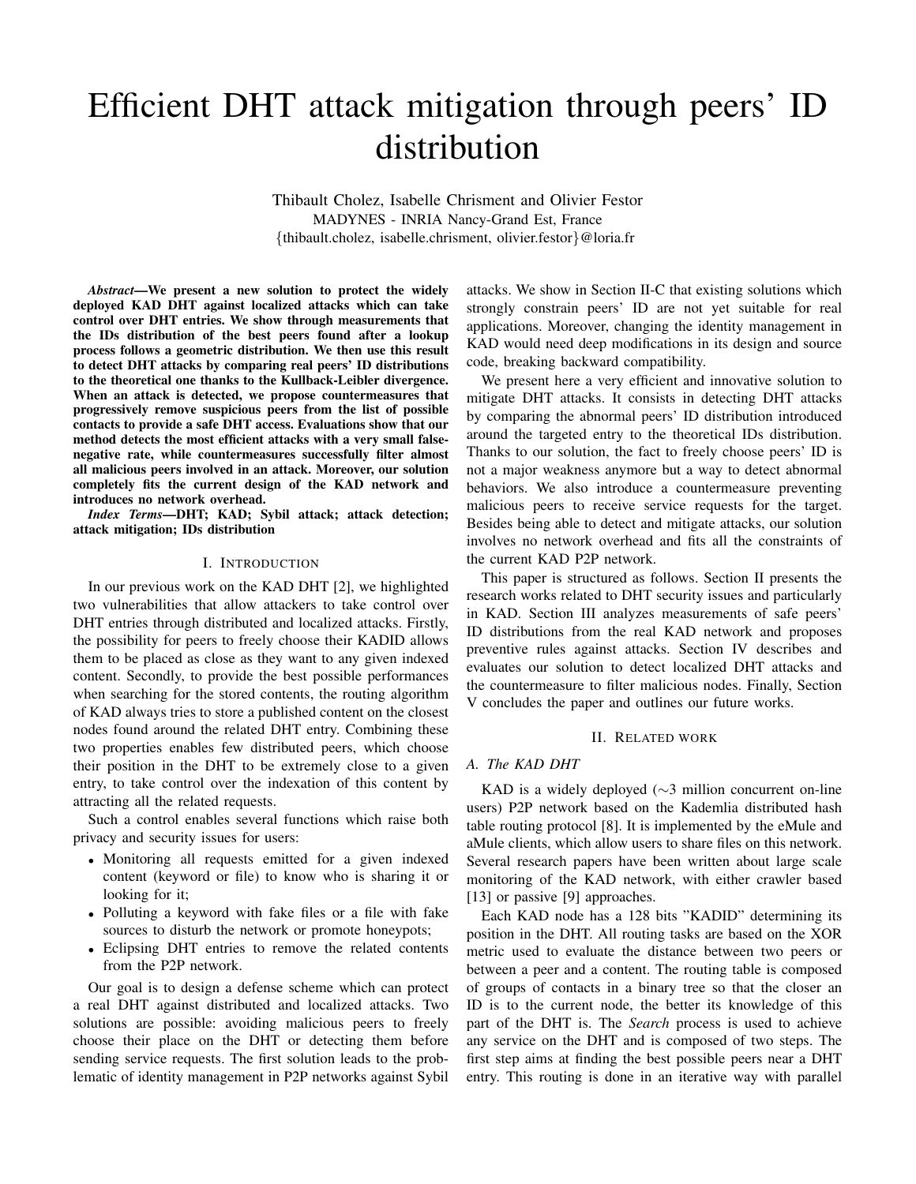# Efficient DHT attack mitigation through peers' ID distribution

Thibault Cholez, Isabelle Chrisment and Olivier Festor
MADYNES - INRIA Nancy-Grand Est, France
{thibault.cholez, isabelle.chrisment, olivier.festor}@loria.fr

***Abstract*—We present a new solution to protect the widely deployed KAD DHT against localized attacks which can take control over DHT entries. We show through measurements that the IDs distribution of the best peers found after a lookup process follows a geometric distribution. We then use this result to detect DHT attacks by comparing real peers' ID distributions to the theoretical one thanks to the Kullback-Leibler divergence. When an attack is detected, we propose countermeasures that progressively remove suspicious peers from the list of possible contacts to provide a safe DHT access. Evaluations show that our method detects the most efficient attacks with a very small false-negative rate, while countermeasures successfully filter almost all malicious peers involved in an attack. Moreover, our solution completely fits the current design of the KAD network and introduces no network overhead.**

***Index Terms*—DHT; KAD; Sybil attack; attack detection; attack mitigation; IDs distribution**

## I. Introduction

In our previous work on the KAD DHT [2], we highlighted two vulnerabilities that allow attackers to take control over DHT entries through distributed and localized attacks. Firstly, the possibility for peers to freely choose their KADID allows them to be placed as close as they want to any given indexed content. Secondly, to provide the best possible performances when searching for the stored contents, the routing algorithm of KAD always tries to store a published content on the closest nodes found around the related DHT entry. Combining these two properties enables few distributed peers, which choose their position in the DHT to be extremely close to a given entry, to take control over the indexation of this content by attracting all the related requests.

Such a control enables several functions which raise both privacy and security issues for users:

- Monitoring all requests emitted for a given indexed content (keyword or file) to know who is sharing it or looking for it;
- Polluting a keyword with fake files or a file with fake sources to disturb the network or promote honeypots;
- Eclipsing DHT entries to remove the related contents from the P2P network.

Our goal is to design a defense scheme which can protect a real DHT against distributed and localized attacks. Two solutions are possible: avoiding malicious peers to freely choose their place on the DHT or detecting them before sending service requests. The first solution leads to the problematic of identity management in P2P networks against Sybil attacks. We show in Section II-C that existing solutions which strongly constrain peers' ID are not yet suitable for real applications. Moreover, changing the identity management in KAD would need deep modifications in its design and source code, breaking backward compatibility.

We present here a very efficient and innovative solution to mitigate DHT attacks. It consists in detecting DHT attacks by comparing the abnormal peers' ID distribution introduced around the targeted entry to the theoretical IDs distribution. Thanks to our solution, the fact to freely choose peers' ID is not a major weakness anymore but a way to detect abnormal behaviors. We also introduce a countermeasure preventing malicious peers to receive service requests for the target. Besides being able to detect and mitigate attacks, our solution involves no network overhead and fits all the constraints of the current KAD P2P network.

This paper is structured as follows. Section II presents the research works related to DHT security issues and particularly in KAD. Section III analyzes measurements of safe peers' ID distributions from the real KAD network and proposes preventive rules against attacks. Section IV describes and evaluates our solution to detect localized DHT attacks and the countermeasure to filter malicious nodes. Finally, Section V concludes the paper and outlines our future works.

## II. Related work

### A. The KAD DHT

KAD is a widely deployed (∼3 million concurrent on-line users) P2P network based on the Kademlia distributed hash table routing protocol [8]. It is implemented by the eMule and aMule clients, which allow users to share files on this network. Several research papers have been written about large scale monitoring of the KAD network, with either crawler based [13] or passive [9] approaches.

Each KAD node has a 128 bits "KADID" determining its position in the DHT. All routing tasks are based on the XOR metric used to evaluate the distance between two peers or between a peer and a content. The routing table is composed of groups of contacts in a binary tree so that the closer an ID is to the current node, the better its knowledge of this part of the DHT is. The *Search* process is used to achieve any service on the DHT and is composed of two steps. The first step aims at finding the best possible peers near a DHT entry. This routing is done in an iterative way with parallel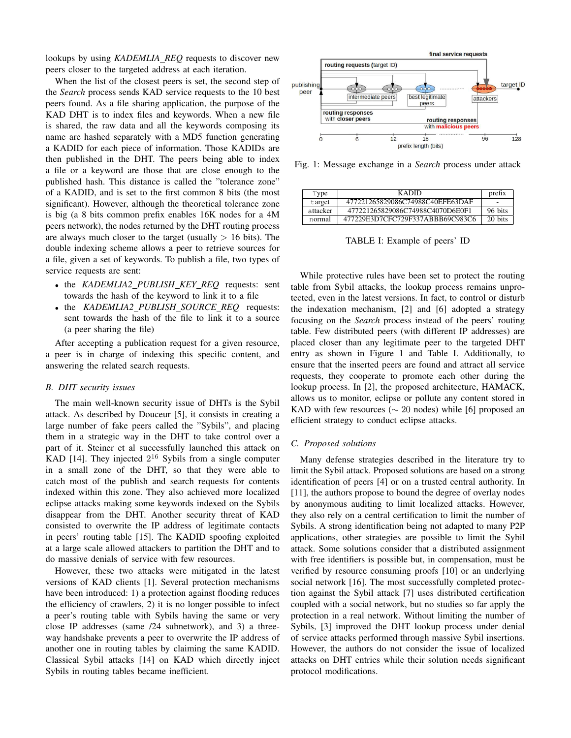lookups by using *KADEMLIA_REQ* requests to discover new peers closer to the targeted address at each iteration.

When the list of the closest peers is set, the second step of the *Search* process sends KAD service requests to the 10 best peers found. As a file sharing application, the purpose of the KAD DHT is to index files and keywords. When a new file is shared, the raw data and all the keywords composing its name are hashed separately with a MD5 function generating a KADID for each piece of information. Those KADIDs are then published in the DHT. The peers being able to index a file or a keyword are those that are close enough to the published hash. This distance is called the "tolerance zone" of a KADID, and is set to the first common 8 bits (the most significant). However, although the theoretical tolerance zone is big (a 8 bits common prefix enables 16K nodes for a 4M peers network), the nodes returned by the DHT routing process are always much closer to the target (usually > 16 bits). The double indexing scheme allows a peer to retrieve sources for a file, given a set of keywords. To publish a file, two types of service requests are sent:

- the *KADEMLIA2_PUBLISH_KEY_REQ* requests: sent towards the hash of the keyword to link it to a file
- the *KADEMLIA2_PUBLISH_SOURCE_REQ* requests: sent towards the hash of the file to link it to a source (a peer sharing the file)

After accepting a publication request for a given resource, a peer is in charge of indexing this specific content, and answering the related search requests.

### B. DHT security issues

The main well-known security issue of DHTs is the Sybil attack. As described by Douceur [5], it consists in creating a large number of fake peers called the "Sybils", and placing them in a strategic way in the DHT to take control over a part of it. Steiner et al successfully launched this attack on KAD [14]. They injected $2^{16}$ Sybils from a single computer in a small zone of the DHT, so that they were able to catch most of the publish and search requests for contents indexed within this zone. They also achieved more localized eclipse attacks making some keywords indexed on the Sybils disappear from the DHT. Another security threat of KAD consisted to overwrite the IP address of legitimate contacts in peers' routing table [15]. The KADID spoofing exploited at a large scale allowed attackers to partition the DHT and to do massive denials of service with few resources.

However, these two attacks were mitigated in the latest versions of KAD clients [1]. Several protection mechanisms have been introduced: 1) a protection against flooding reduces the efficiency of crawlers, 2) it is no longer possible to infect a peer's routing table with Sybils having the same or very close IP addresses (same /24 subnetwork), and 3) a three-way handshake prevents a peer to overwrite the IP address of another one in routing tables by claiming the same KADID. Classical Sybil attacks [14] on KAD which directly inject Sybils in routing tables became inefficient.

Fig. 1: Message exchange in a *Search* process under attack

| Type | KADID | prefix |
|---|---|---|
| target | 477221265829086C74988C40EFE63DAF | - |
| attacker | 477221265829086C74988C4070D6E0F1 | 96 bits |
| normal | 477229E3D7CFC729F337ABBB69C983C6 | 20 bits |

TABLE I: Example of peers' ID

While protective rules have been set to protect the routing table from Sybil attacks, the lookup process remains unprotected, even in the latest versions. In fact, to control or disturb the indexation mechanism, [2] and [6] adopted a strategy focusing on the *Search* process instead of the peers' routing table. Few distributed peers (with different IP addresses) are placed closer than any legitimate peer to the targeted DHT entry as shown in Figure 1 and Table I. Additionally, to ensure that the inserted peers are found and attract all service requests, they cooperate to promote each other during the lookup process. In [2], the proposed architecture, HAMACK, allows us to monitor, eclipse or pollute any content stored in KAD with few resources ($\sim$ 20 nodes) while [6] proposed an efficient strategy to conduct eclipse attacks.

### C. Proposed solutions

Many defense strategies described in the literature try to limit the Sybil attack. Proposed solutions are based on a strong identification of peers [4] or on a trusted central authority. In [11], the authors propose to bound the degree of overlay nodes by anonymous auditing to limit localized attacks. However, they also rely on a central certification to limit the number of Sybils. A strong identification being not adapted to many P2P applications, other strategies are possible to limit the Sybil attack. Some solutions consider that a distributed assignment with free identifiers is possible but, in compensation, must be verified by resource consuming proofs [10] or an underlying social network [16]. The most successfully completed protection against the Sybil attack [7] uses distributed certification coupled with a social network, but no studies so far apply the protection in a real network. Without limiting the number of Sybils, [3] improved the DHT lookup process under denial of service attacks performed through massive Sybil insertions. However, the authors do not consider the issue of localized attacks on DHT entries while their solution needs significant protocol modifications.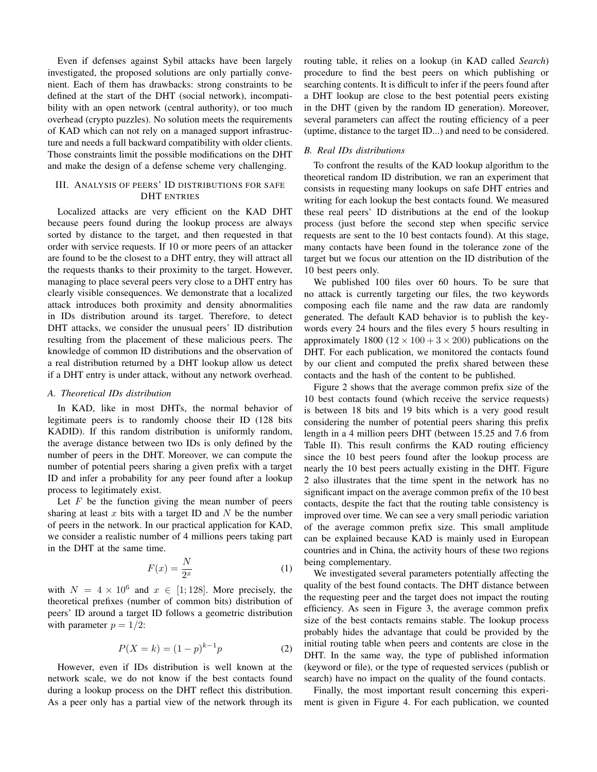Even if defenses against Sybil attacks have been largely investigated, the proposed solutions are only partially convenient. Each of them has drawbacks: strong constraints to be defined at the start of the DHT (social network), incompatibility with an open network (central authority), or too much overhead (crypto puzzles). No solution meets the requirements of KAD which can not rely on a managed support infrastructure and needs a full backward compatibility with older clients. Those constraints limit the possible modifications on the DHT and make the design of a defense scheme very challenging.

## III. Analysis of peers' ID distributions for safe DHT entries

Localized attacks are very efficient on the KAD DHT because peers found during the lookup process are always sorted by distance to the target, and then requested in that order with service requests. If 10 or more peers of an attacker are found to be the closest to a DHT entry, they will attract all the requests thanks to their proximity to the target. However, managing to place several peers very close to a DHT entry has clearly visible consequences. We demonstrate that a localized attack introduces both proximity and density abnormalities in IDs distribution around its target. Therefore, to detect DHT attacks, we consider the unusual peers' ID distribution resulting from the placement of these malicious peers. The knowledge of common ID distributions and the observation of a real distribution returned by a DHT lookup allow us detect if a DHT entry is under attack, without any network overhead.

### A. Theoretical IDs distribution

In KAD, like in most DHTs, the normal behavior of legitimate peers is to randomly choose their ID (128 bits KADID). If this random distribution is uniformly random, the average distance between two IDs is only defined by the number of peers in the DHT. Moreover, we can compute the number of potential peers sharing a given prefix with a target ID and infer a probability for any peer found after a lookup process to legitimately exist.

Let $F$ be the function giving the mean number of peers sharing at least $x$ bits with a target ID and $N$ be the number of peers in the network. In our practical application for KAD, we consider a realistic number of 4 millions peers taking part in the DHT at the same time.

$$F(x) = \frac{N}{2^x} \tag{1}$$

with $N = 4 \times 10^6$ and $x \in [1;128]$. More precisely, the theoretical prefixes (number of common bits) distribution of peers' ID around a target ID follows a geometric distribution with parameter $p = 1/2$:

$$P(X = k) = (1-p)^{k-1}p \tag{2}$$

However, even if IDs distribution is well known at the network scale, we do not know if the best contacts found during a lookup process on the DHT reflect this distribution. As a peer only has a partial view of the network through its routing table, it relies on a lookup (in KAD called *Search*) procedure to find the best peers on which publishing or searching contents. It is difficult to infer if the peers found after a DHT lookup are close to the best potential peers existing in the DHT (given by the random ID generation). Moreover, several parameters can affect the routing efficiency of a peer (uptime, distance to the target ID...) and need to be considered.

### B. Real IDs distributions

To confront the results of the KAD lookup algorithm to the theoretical random ID distribution, we ran an experiment that consists in requesting many lookups on safe DHT entries and writing for each lookup the best contacts found. We measured these real peers' ID distributions at the end of the lookup process (just before the second step when specific service requests are sent to the 10 best contacts found). At this stage, many contacts have been found in the tolerance zone of the target but we focus our attention on the ID distribution of the 10 best peers only.

We published 100 files over 60 hours. To be sure that no attack is currently targeting our files, the two keywords composing each file name and the raw data are randomly generated. The default KAD behavior is to publish the keywords every 24 hours and the files every 5 hours resulting in approximately 1800 ($12 \times 100 + 3 \times 200$) publications on the DHT. For each publication, we monitored the contacts found by our client and computed the prefix shared between these contacts and the hash of the content to be published.

Figure 2 shows that the average common prefix size of the 10 best contacts found (which receive the service requests) is between 18 bits and 19 bits which is a very good result considering the number of potential peers sharing this prefix length in a 4 million peers DHT (between 15.25 and 7.6 from Table II). This result confirms the KAD routing efficiency since the 10 best peers found after the lookup process are nearly the 10 best peers actually existing in the DHT. Figure 2 also illustrates that the time spent in the network has no significant impact on the average common prefix of the 10 best contacts, despite the fact that the routing table consistency is improved over time. We can see a very small periodic variation of the average common prefix size. This small amplitude can be explained because KAD is mainly used in European countries and in China, the activity hours of these two regions being complementary.

We investigated several parameters potentially affecting the quality of the best found contacts. The DHT distance between the requesting peer and the target does not impact the routing efficiency. As seen in Figure 3, the average common prefix size of the best contacts remains stable. The lookup process probably hides the advantage that could be provided by the initial routing table when peers and contents are close in the DHT. In the same way, the type of published information (keyword or file), or the type of requested services (publish or search) have no impact on the quality of the found contacts.

Finally, the most important result concerning this experiment is given in Figure 4. For each publication, we counted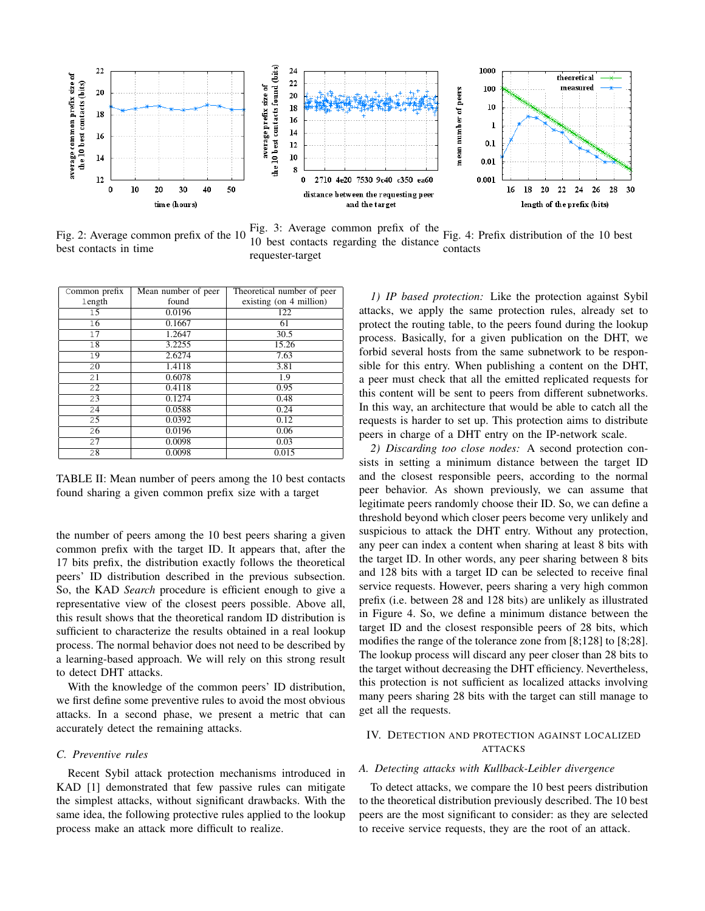22
20
18
16
14
12
0 10 20 30 40 50
average common prefix size of the 10 best contacts (bits)
time (hours)

Fig. 2: Average common prefix of the 10 best contacts in time

24
22
20
18
16
14
12
10
8
0 2710 4e20 7530 9c40 c350 ea60
average prefix size of the 10 best contacts found (bits)
distance between the requesting peer and the target

Fig. 3: Average common prefix of the 10 best contacts regarding the distance requester-target

1000
100
10
1
0.1
0.01
0.001
16 18 20 22 24 26 28 30
theoretical
measured
mean number of peers
length of the prefix (bits)

Fig. 4: Prefix distribution of the 10 best contacts

| Common prefix length | Mean number of peer found | Theoretical number of peer existing (on 4 million) |
|---|---|---|
| 15 | 0.0196 | 122 |
| 16 | 0.1667 | 61 |
| 17 | 1.2647 | 30.5 |
| 18 | 3.2255 | 15.26 |
| 19 | 2.6274 | 7.63 |
| 20 | 1.4118 | 3.81 |
| 21 | 0.6078 | 1.9 |
| 22 | 0.4118 | 0.95 |
| 23 | 0.1274 | 0.48 |
| 24 | 0.0588 | 0.24 |
| 25 | 0.0392 | 0.12 |
| 26 | 0.0196 | 0.06 |
| 27 | 0.0098 | 0.03 |
| 28 | 0.0098 | 0.015 |

TABLE II: Mean number of peers among the 10 best contacts found sharing a given common prefix size with a target

the number of peers among the 10 best peers sharing a given common prefix with the target ID. It appears that, after the 17 bits prefix, the distribution exactly follows the theoretical peers' ID distribution described in the previous subsection. So, the KAD *Search* procedure is efficient enough to give a representative view of the closest peers possible. Above all, this result shows that the theoretical random ID distribution is sufficient to characterize the results obtained in a real lookup process. The normal behavior does not need to be described by a learning-based approach. We will rely on this strong result to detect DHT attacks.

With the knowledge of the common peers' ID distribution, we first define some preventive rules to avoid the most obvious attacks. In a second phase, we present a metric that can accurately detect the remaining attacks.

### C. Preventive rules

Recent Sybil attack protection mechanisms introduced in KAD [1] demonstrated that few passive rules can mitigate the simplest attacks, without significant drawbacks. With the same idea, the following protective rules applied to the lookup process make an attack more difficult to realize.

*1) IP based protection:* Like the protection against Sybil attacks, we apply the same protection rules, already set to protect the routing table, to the peers found during the lookup process. Basically, for a given publication on the DHT, we forbid several hosts from the same subnetwork to be responsible for this entry. When publishing a content on the DHT, a peer must check that all the emitted replicated requests for this content will be sent to peers from different subnetworks. In this way, an architecture that would be able to catch all the requests is harder to set up. This protection aims to distribute peers in charge of a DHT entry on the IP-network scale.

*2) Discarding too close nodes:* A second protection consists in setting a minimum distance between the target ID and the closest responsible peers, according to the normal peer behavior. As shown previously, we can assume that legitimate peers randomly choose their ID. So, we can define a threshold beyond which closer peers become very unlikely and suspicious to attack the DHT entry. Without any protection, any peer can index a content when sharing at least 8 bits with the target ID. In other words, any peer sharing between 8 bits and 128 bits with a target ID can be selected to receive final service requests. However, peers sharing a very high common prefix (i.e. between 28 and 128 bits) are unlikely as illustrated in Figure 4. So, we define a minimum distance between the target ID and the closest responsible peers of 28 bits, which modifies the range of the tolerance zone from [8;128] to [8;28]. The lookup process will discard any peer closer than 28 bits to the target without decreasing the DHT efficiency. Nevertheless, this protection is not sufficient as localized attacks involving many peers sharing 28 bits with the target can still manage to get all the requests.

## IV. Detection and protection against localized attacks

### A. Detecting attacks with Kullback-Leibler divergence

To detect attacks, we compare the 10 best peers distribution to the theoretical distribution previously described. The 10 best peers are the most significant to consider: as they are selected to receive service requests, they are the root of an attack.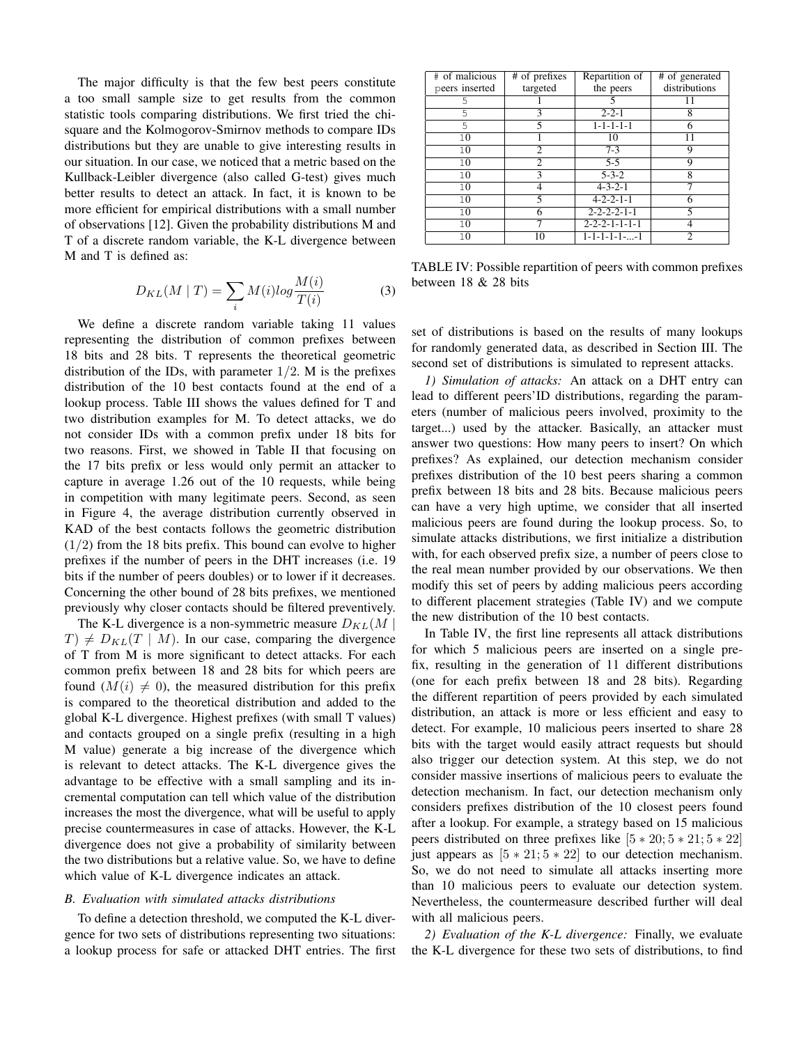The major difficulty is that the few best peers constitute a too small sample size to get results from the common statistic tools comparing distributions. We first tried the chi-square and the Kolmogorov-Smirnov methods to compare IDs distributions but they are unable to give interesting results in our situation. In our case, we noticed that a metric based on the Kullback-Leibler divergence (also called G-test) gives much better results to detect an attack. In fact, it is known to be more efficient for empirical distributions with a small number of observations [12]. Given the probability distributions M and T of a discrete random variable, the K-L divergence between M and T is defined as:

$$D_{KL}(M \mid T) = \sum_i M(i) log \frac{M(i)}{T(i)} \tag{3}$$

We define a discrete random variable taking 11 values representing the distribution of common prefixes between 18 bits and 28 bits. T represents the theoretical geometric distribution of the IDs, with parameter $1/2$. M is the prefixes distribution of the 10 best contacts found at the end of a lookup process. Table III shows the values defined for T and two distribution examples for M. To detect attacks, we do not consider IDs with a common prefix under 18 bits for two reasons. First, we showed in Table II that focusing on the 17 bits prefix or less would only permit an attacker to capture in average 1.26 out of the 10 requests, while being in competition with many legitimate peers. Second, as seen in Figure 4, the average distribution currently observed in KAD of the best contacts follows the geometric distribution $(1/2)$ from the 18 bits prefix. This bound can evolve to higher prefixes if the number of peers in the DHT increases (i.e. 19 bits if the number of peers doubles) or to lower if it decreases. Concerning the other bound of 28 bits prefixes, we mentioned previously why closer contacts should be filtered preventively.

The K-L divergence is a non-symmetric measure $D_{KL}(M \mid T) \neq D_{KL}(T \mid M)$. In our case, comparing the divergence of T from M is more significant to detect attacks. For each common prefix between 18 and 28 bits for which peers are found $(M(i) \neq 0)$, the measured distribution for this prefix is compared to the theoretical distribution and added to the global K-L divergence. Highest prefixes (with small T values) and contacts grouped on a single prefix (resulting in a high M value) generate a big increase of the divergence which is relevant to detect attacks. The K-L divergence gives the advantage to be effective with a small sampling and its incremental computation can tell which value of the distribution increases the most the divergence, what will be useful to apply precise countermeasures in case of attacks. However, the K-L divergence does not give a probability of similarity between the two distributions but a relative value. So, we have to define which value of K-L divergence indicates an attack.

### B. Evaluation with simulated attacks distributions

To define a detection threshold, we computed the K-L divergence for two sets of distributions representing two situations: a lookup process for safe or attacked DHT entries. The first set of distributions is based on the results of many lookups for randomly generated data, as described in Section III. The second set of distributions is simulated to represent attacks.

| # of malicious peers inserted | # of prefixes targeted | Repartition of the peers | # of generated distributions |
|---|---|---|---|
| 5 | 1 | 5 | 11 |
| 5 | 3 | 2-2-1 | 8 |
| 5 | 5 | 1-1-1-1-1 | 6 |
| 10 | 1 | 10 | 11 |
| 10 | 2 | 7-3 | 9 |
| 10 | 2 | 5-5 | 9 |
| 10 | 3 | 5-3-2 | 8 |
| 10 | 4 | 4-3-2-1 | 7 |
| 10 | 5 | 4-2-2-1-1 | 6 |
| 10 | 6 | 2-2-2-2-1-1 | 5 |
| 10 | 7 | 2-2-2-1-1-1-1 | 4 |
| 10 | 10 | 1-1-1-1-1-...-1 | 2 |

TABLE IV: Possible repartition of peers with common prefixes between 18 & 28 bits

*1) Simulation of attacks:* An attack on a DHT entry can lead to different peers'ID distributions, regarding the parameters (number of malicious peers involved, proximity to the target...) used by the attacker. Basically, an attacker must answer two questions: How many peers to insert? On which prefixes? As explained, our detection mechanism consider prefixes distribution of the 10 best peers sharing a common prefix between 18 bits and 28 bits. Because malicious peers can have a very high uptime, we consider that all inserted malicious peers are found during the lookup process. So, to simulate attacks distributions, we first initialize a distribution with, for each observed prefix size, a number of peers close to the real mean number provided by our observations. We then modify this set of peers by adding malicious peers according to different placement strategies (Table IV) and we compute the new distribution of the 10 best contacts.

In Table IV, the first line represents all attack distributions for which 5 malicious peers are inserted on a single prefix, resulting in the generation of 11 different distributions (one for each prefix between 18 and 28 bits). Regarding the different repartition of peers provided by each simulated distribution, an attack is more or less efficient and easy to detect. For example, 10 malicious peers inserted to share 28 bits with the target would easily attract requests but should also trigger our detection system. At this step, we do not consider massive insertions of malicious peers to evaluate the detection mechanism. In fact, our detection mechanism only considers prefixes distribution of the 10 closest peers found after a lookup. For example, a strategy based on 15 malicious peers distributed on three prefixes like $[5*20; 5*21; 5*22]$ just appears as $[5*21; 5*22]$ to our detection mechanism. So, we do not need to simulate all attacks inserting more than 10 malicious peers to evaluate our detection system. Nevertheless, the countermeasure described further will deal with all malicious peers.

*2) Evaluation of the K-L divergence:* Finally, we evaluate the K-L divergence for these two sets of distributions, to find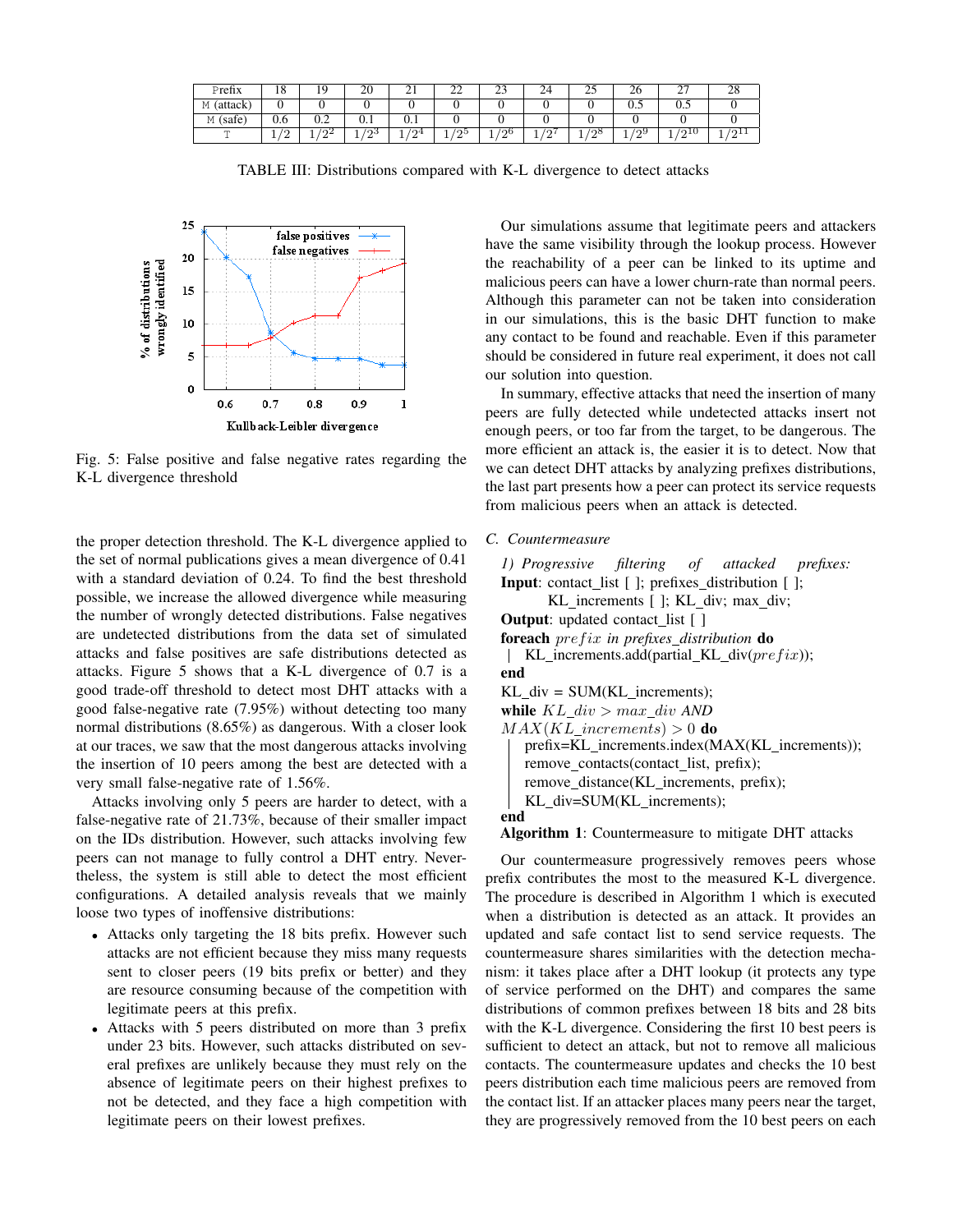| Prefix | 18 | 19 | 20 | 21 | 22 | 23 | 24 | 25 | 26 | 27 | 28 |
|---|---|---|---|---|---|---|---|---|---|---|---|
| M (attack) | 0 | 0 | 0 | 0 | 0 | 0 | 0 | 0 | 0.5 | 0.5 | 0 |
| M (safe) | 0.6 | 0.2 | 0.1 | 0.1 | 0 | 0 | 0 | 0 | 0 | 0 | 0 |
| T | $1/2$ | $1/2^2$ | $1/2^3$ | $1/2^4$ | $1/2^5$ | $1/2^6$ | $1/2^7$ | $1/2^8$ | $1/2^9$ | $1/2^{10}$ | $1/2^{11}$ |

TABLE III: Distributions compared with K-L divergence to detect attacks

Fig. 5: False positive and false negative rates regarding the K-L divergence threshold

the proper detection threshold. The K-L divergence applied to the set of normal publications gives a mean divergence of 0.41 with a standard deviation of 0.24. To find the best threshold possible, we increase the allowed divergence while measuring the number of wrongly detected distributions. False negatives are undetected distributions from the data set of simulated attacks and false positives are safe distributions detected as attacks. Figure 5 shows that a K-L divergence of 0.7 is a good trade-off threshold to detect most DHT attacks with a good false-negative rate (7.95%) without detecting too many normal distributions (8.65%) as dangerous. With a closer look at our traces, we saw that the most dangerous attacks involving the insertion of 10 peers among the best are detected with a very small false-negative rate of 1.56%.

Attacks involving only 5 peers are harder to detect, with a false-negative rate of 21.73%, because of their smaller impact on the IDs distribution. However, such attacks involving few peers can not manage to fully control a DHT entry. Nevertheless, the system is still able to detect the most efficient configurations. A detailed analysis reveals that we mainly loose two types of inoffensive distributions:

- Attacks only targeting the 18 bits prefix. However such attacks are not efficient because they miss many requests sent to closer peers (19 bits prefix or better) and they are resource consuming because of the competition with legitimate peers at this prefix.
- Attacks with 5 peers distributed on more than 3 prefix under 23 bits. However, such attacks distributed on several prefixes are unlikely because they must rely on the absence of legitimate peers on their highest prefixes to not be detected, and they face a high competition with legitimate peers on their lowest prefixes.

Our simulations assume that legitimate peers and attackers have the same visibility through the lookup process. However the reachability of a peer can be linked to its uptime and malicious peers can have a lower churn-rate than normal peers. Although this parameter can not be taken into consideration in our simulations, this is the basic DHT function to make any contact to be found and reachable. Even if this parameter should be considered in future real experiment, it does not call our solution into question.

In summary, effective attacks that need the insertion of many peers are fully detected while undetected attacks insert not enough peers, or too far from the target, to be dangerous. The more efficient an attack is, the easier it is to detect. Now that we can detect DHT attacks by analyzing prefixes distributions, the last part presents how a peer can protect its service requests from malicious peers when an attack is detected.

### C. Countermeasure

#### 1) Progressive filtering of attacked prefixes:

```
Input: contact_list [ ]; prefixes_distribution [ ];
       KL_increments [ ]; KL_div; max_div;
Output: updated contact_list [ ]
foreach prefix in prefixes_distribution do
 | KL_increments.add(partial_KL_div(prefix));
end
KL_div = SUM(KL_increments);
while KL_div > max_div AND
MAX(KL_increments) > 0 do
   prefix=KL_increments.index(MAX(KL_increments));
   remove_contacts(contact_list, prefix);
   remove_distance(KL_increments, prefix);
   KL_div=SUM(KL_increments);
end
```

**Algorithm 1**: Countermeasure to mitigate DHT attacks

Our countermeasure progressively removes peers whose prefix contributes the most to the measured K-L divergence. The procedure is described in Algorithm 1 which is executed when a distribution is detected as an attack. It provides an updated and safe contact list to send service requests. The countermeasure shares similarities with the detection mechanism: it takes place after a DHT lookup (it protects any type of service performed on the DHT) and compares the same distributions of common prefixes between 18 bits and 28 bits with the K-L divergence. Considering the first 10 best peers is sufficient to detect an attack, but not to remove all malicious contacts. The countermeasure updates and checks the 10 best peers distribution each time malicious peers are removed from the contact list. If an attacker places many peers near the target, they are progressively removed from the 10 best peers on each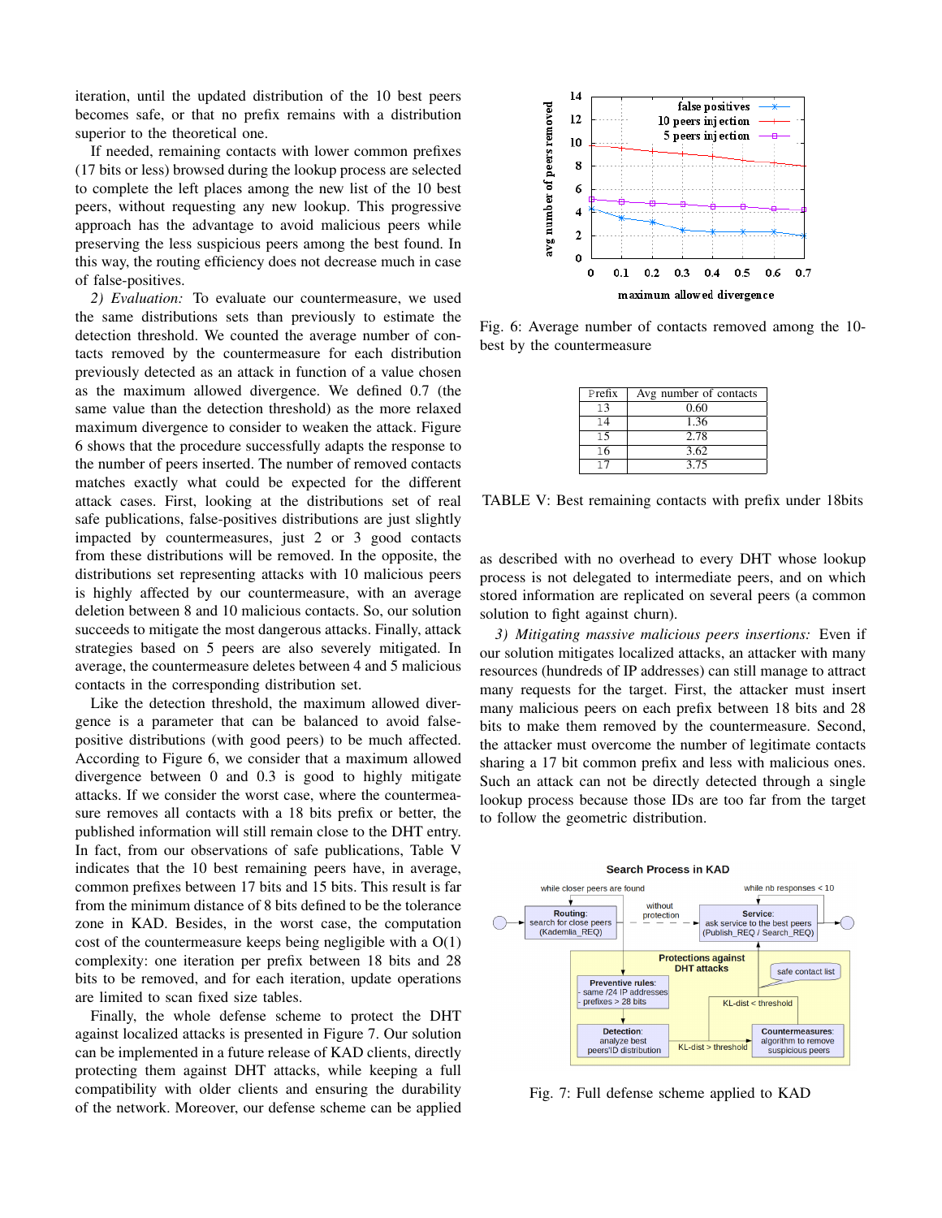iteration, until the updated distribution of the 10 best peers becomes safe, or that no prefix remains with a distribution superior to the theoretical one.

If needed, remaining contacts with lower common prefixes (17 bits or less) browsed during the lookup process are selected to complete the left places among the new list of the 10 best peers, without requesting any new lookup. This progressive approach has the advantage to avoid malicious peers while preserving the less suspicious peers among the best found. In this way, the routing efficiency does not decrease much in case of false-positives.

*2) Evaluation:* To evaluate our countermeasure, we used the same distributions sets than previously to estimate the detection threshold. We counted the average number of contacts removed by the countermeasure for each distribution previously detected as an attack in function of a value chosen as the maximum allowed divergence. We defined 0.7 (the same value than the detection threshold) as the more relaxed maximum divergence to consider to weaken the attack. Figure 6 shows that the procedure successfully adapts the response to the number of peers inserted. The number of removed contacts matches exactly what could be expected for the different attack cases. First, looking at the distributions set of real safe publications, false-positives distributions are just slightly impacted by countermeasures, just 2 or 3 good contacts from these distributions will be removed. In the opposite, the distributions set representing attacks with 10 malicious peers is highly affected by our countermeasure, with an average deletion between 8 and 10 malicious contacts. So, our solution succeeds to mitigate the most dangerous attacks. Finally, attack strategies based on 5 peers are also severely mitigated. In average, the countermeasure deletes between 4 and 5 malicious contacts in the corresponding distribution set.

Like the detection threshold, the maximum allowed divergence is a parameter that can be balanced to avoid false-positive distributions (with good peers) to be much affected. According to Figure 6, we consider that a maximum allowed divergence between 0 and 0.3 is good to highly mitigate attacks. If we consider the worst case, where the countermeasure removes all contacts with a 18 bits prefix or better, the published information will still remain close to the DHT entry. In fact, from our observations of safe publications, Table V indicates that the 10 best remaining peers have, in average, common prefixes between 17 bits and 15 bits. This result is far from the minimum distance of 8 bits defined to be the tolerance zone in KAD. Besides, in the worst case, the computation cost of the countermeasure keeps being negligible with a O(1) complexity: one iteration per prefix between 18 bits and 28 bits to be removed, and for each iteration, update operations are limited to scan fixed size tables.

Finally, the whole defense scheme to protect the DHT against localized attacks is presented in Figure 7. Our solution can be implemented in a future release of KAD clients, directly protecting them against DHT attacks, while keeping a full compatibility with older clients and ensuring the durability of the network. Moreover, our defense scheme can be applied as described with no overhead to every DHT whose lookup process is not delegated to intermediate peers, and on which stored information are replicated on several peers (a common solution to fight against churn).

*3) Mitigating massive malicious peers insertions:* Even if our solution mitigates localized attacks, an attacker with many resources (hundreds of IP addresses) can still manage to attract many requests for the target. First, the attacker must insert many malicious peers on each prefix between 18 bits and 28 bits to make them removed by the countermeasure. Second, the attacker must overcome the number of legitimate contacts sharing a 17 bit common prefix and less with malicious ones. Such an attack can not be directly detected through a single lookup process because those IDs are too far from the target to follow the geometric distribution.

Fig. 6: Average number of contacts removed among the 10-best by the countermeasure

| Prefix | Avg number of contacts |
|---|---|
| 13 | 0.60 |
| 14 | 1.36 |
| 15 | 2.78 |
| 16 | 3.62 |
| 17 | 3.75 |

TABLE V: Best remaining contacts with prefix under 18bits

Fig. 7: Full defense scheme applied to KAD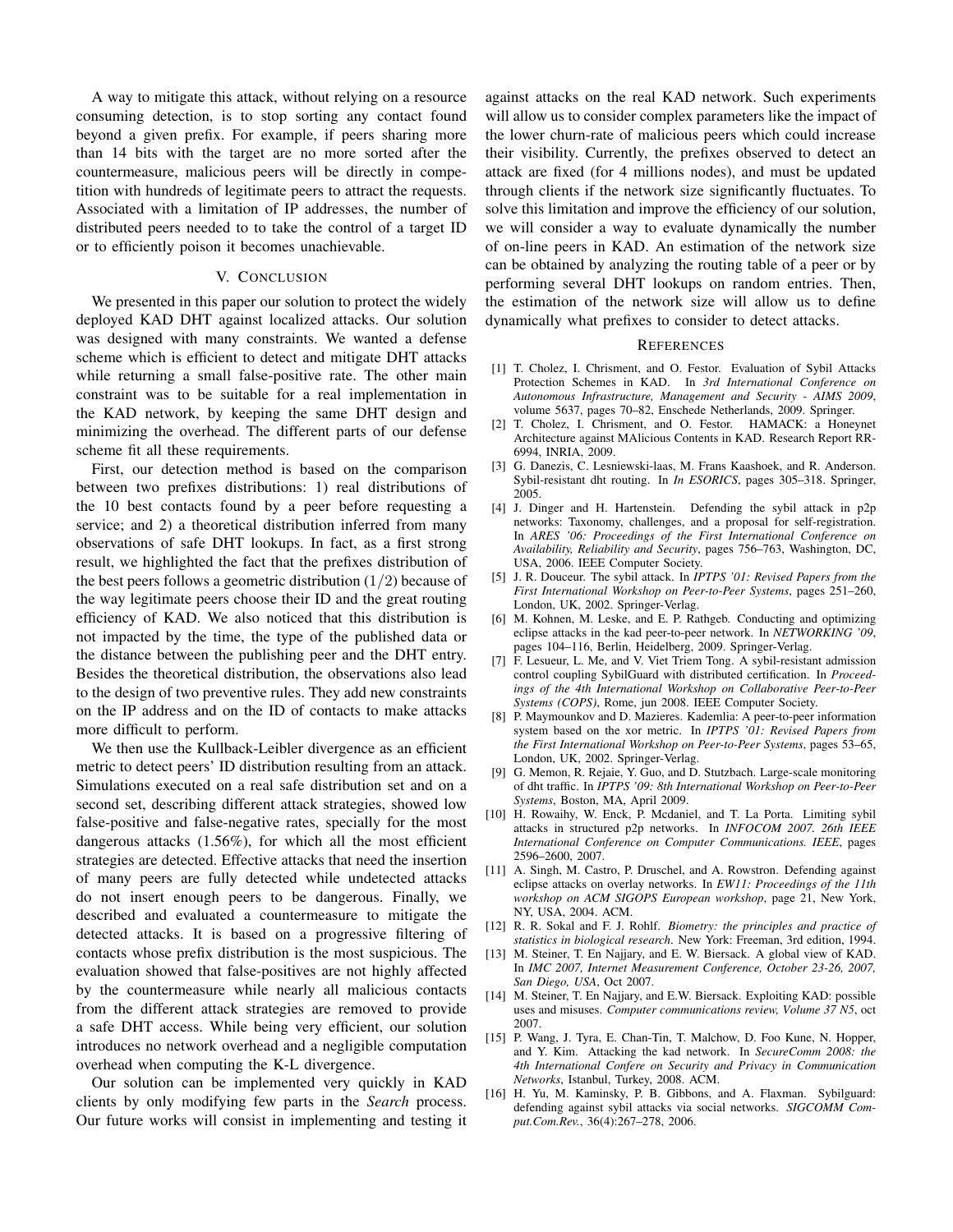A way to mitigate this attack, without relying on a resource consuming detection, is to stop sorting any contact found beyond a given prefix. For example, if peers sharing more than 14 bits with the target are no more sorted after the countermeasure, malicious peers will be directly in competition with hundreds of legitimate peers to attract the requests. Associated with a limitation of IP addresses, the number of distributed peers needed to to take the control of a target ID or to efficiently poison it becomes unachievable.

## V. Conclusion

We presented in this paper our solution to protect the widely deployed KAD DHT against localized attacks. Our solution was designed with many constraints. We wanted a defense scheme which is efficient to detect and mitigate DHT attacks while returning a small false-positive rate. The other main constraint was to be suitable for a real implementation in the KAD network, by keeping the same DHT design and minimizing the overhead. The different parts of our defense scheme fit all these requirements.

First, our detection method is based on the comparison between two prefixes distributions: 1) real distributions of the 10 best contacts found by a peer before requesting a service; and 2) a theoretical distribution inferred from many observations of safe DHT lookups. In fact, as a first strong result, we highlighted the fact that the prefixes distribution of the best peers follows a geometric distribution $(1/2)$ because of the way legitimate peers choose their ID and the great routing efficiency of KAD. We also noticed that this distribution is not impacted by the time, the type of the published data or the distance between the publishing peer and the DHT entry. Besides the theoretical distribution, the observations also lead to the design of two preventive rules. They add new constraints on the IP address and on the ID of contacts to make attacks more difficult to perform.

We then use the Kullback-Leibler divergence as an efficient metric to detect peers' ID distribution resulting from an attack. Simulations executed on a real safe distribution set and on a second set, describing different attack strategies, showed low false-positive and false-negative rates, specially for the most dangerous attacks (1.56%), for which all the most efficient strategies are detected. Effective attacks that need the insertion of many peers are fully detected while undetected attacks do not insert enough peers to be dangerous. Finally, we described and evaluated a countermeasure to mitigate the detected attacks. It is based on a progressive filtering of contacts whose prefix distribution is the most suspicious. The evaluation showed that false-positives are not highly affected by the countermeasure while nearly all malicious contacts from the different attack strategies are removed to provide a safe DHT access. While being very efficient, our solution introduces no network overhead and a negligible computation overhead when computing the K-L divergence.

Our solution can be implemented very quickly in KAD clients by only modifying few parts in the *Search* process. Our future works will consist in implementing and testing it against attacks on the real KAD network. Such experiments will allow us to consider complex parameters like the impact of the lower churn-rate of malicious peers which could increase their visibility. Currently, the prefixes observed to detect an attack are fixed (for 4 millions nodes), and must be updated through clients if the network size significantly fluctuates. To solve this limitation and improve the efficiency of our solution, we will consider a way to evaluate dynamically the number of on-line peers in KAD. An estimation of the network size can be obtained by analyzing the routing table of a peer or by performing several DHT lookups on random entries. Then, the estimation of the network size will allow us to define dynamically what prefixes to consider to detect attacks.

## References

[1] T. Cholez, I. Chrisment, and O. Festor. Evaluation of Sybil Attacks Protection Schemes in KAD. In *3rd International Conference on Autonomous Infrastructure, Management and Security - AIMS 2009*, volume 5637, pages 70–82, Enschede Netherlands, 2009. Springer.

[2] T. Cholez, I. Chrisment, and O. Festor. HAMACK: a Honeynet Architecture against MAlicious Contents in KAD. Research Report RR-6994, INRIA, 2009.

[3] G. Danezis, C. Lesniewski-laas, M. Frans Kaashoek, and R. Anderson. Sybil-resistant dht routing. In *In ESORICS*, pages 305–318. Springer, 2005.

[4] J. Dinger and H. Hartenstein. Defending the sybil attack in p2p networks: Taxonomy, challenges, and a proposal for self-registration. In *ARES '06: Proceedings of the First International Conference on Availability, Reliability and Security*, pages 756–763, Washington, DC, USA, 2006. IEEE Computer Society.

[5] J. R. Douceur. The sybil attack. In *IPTPS '01: Revised Papers from the First International Workshop on Peer-to-Peer Systems*, pages 251–260, London, UK, 2002. Springer-Verlag.

[6] M. Kohnen, M. Leske, and E. P. Rathgeb. Conducting and optimizing eclipse attacks in the kad peer-to-peer network. In *NETWORKING '09*, pages 104–116, Berlin, Heidelberg, 2009. Springer-Verlag.

[7] F. Lesueur, L. Me, and V. Viet Triem Tong. A sybil-resistant admission control coupling SybilGuard with distributed certification. In *Proceedings of the 4th International Workshop on Collaborative Peer-to-Peer Systems (COPS)*, Rome, jun 2008. IEEE Computer Society.

[8] P. Maymounkov and D. Mazieres. Kademlia: A peer-to-peer information system based on the xor metric. In *IPTPS '01: Revised Papers from the First International Workshop on Peer-to-Peer Systems*, pages 53–65, London, UK, 2002. Springer-Verlag.

[9] G. Memon, R. Rejaie, Y. Guo, and D. Stutzbach. Large-scale monitoring of dht traffic. In *IPTPS '09: 8th International Workshop on Peer-to-Peer Systems*, Boston, MA, April 2009.

[10] H. Rowaihy, W. Enck, P. Mcdaniel, and T. La Porta. Limiting sybil attacks in structured p2p networks. In *INFOCOM 2007. 26th IEEE International Conference on Computer Communications. IEEE*, pages 2596–2600, 2007.

[11] A. Singh, M. Castro, P. Druschel, and A. Rowstron. Defending against eclipse attacks on overlay networks. In *EW11: Proceedings of the 11th workshop on ACM SIGOPS European workshop*, page 21, New York, NY, USA, 2004. ACM.

[12] R. R. Sokal and F. J. Rohlf. *Biometry: the principles and practice of statistics in biological research*. New York: Freeman, 3rd edition, 1994.

[13] M. Steiner, T. En Najjary, and E. W. Biersack. A global view of KAD. In *IMC 2007, Internet Measurement Conference, October 23-26, 2007, San Diego, USA*, Oct 2007.

[14] M. Steiner, T. En Najjary, and E.W. Biersack. Exploiting KAD: possible uses and misuses. *Computer communications review, Volume 37 N5*, oct 2007.

[15] P. Wang, J. Tyra, E. Chan-Tin, T. Malchow, D. Foo Kune, N. Hopper, and Y. Kim. Attacking the kad network. In *SecureComm 2008: the 4th International Confere on Security and Privacy in Communication Networks*, Istanbul, Turkey, 2008. ACM.

[16] H. Yu, M. Kaminsky, P. B. Gibbons, and A. Flaxman. Sybilguard: defending against sybil attacks via social networks. *SIGCOMM Comput.Com.Rev.*, 36(4):267–278, 2006.